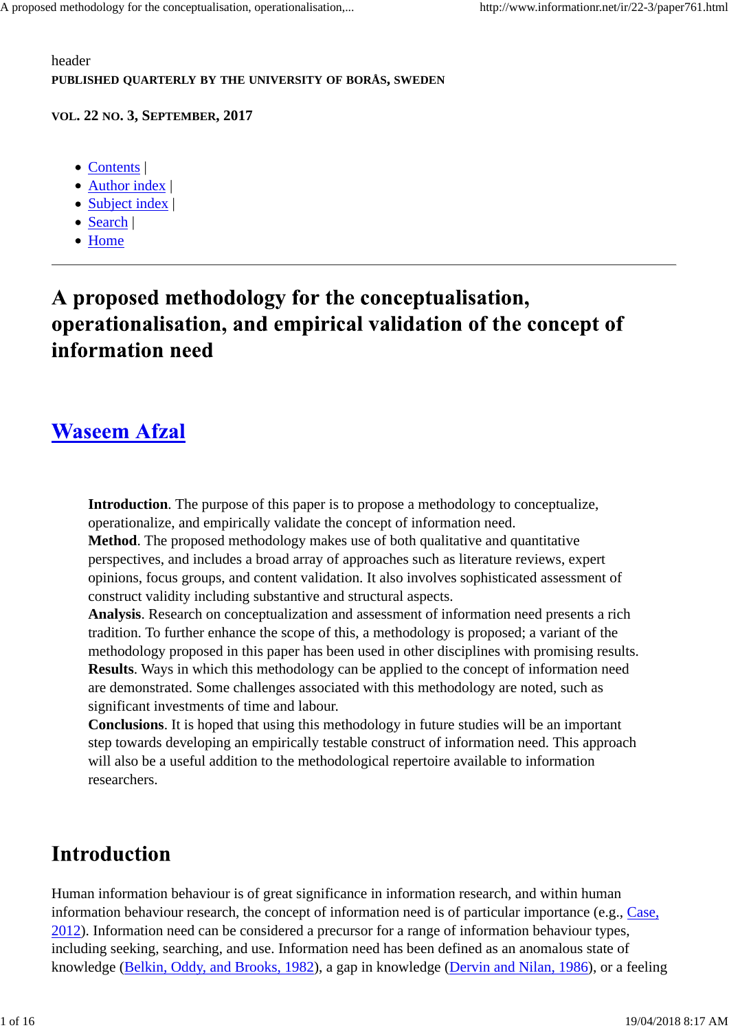header

**PUBLISHED QUARTERLY BY THE UNIVERSITY OF BORÅS, SWEDEN**

**VOL. 22 NO. 3, SEPTEMBER, 2017**

- Contents |
- Author index |
- Subject index |
- Search |
- Home

---

# A proposed methodology for the conceptualisation, operationalisation, and empirical validation of the concept of information need

## Waseem Afzal

> **Introduction**. The purpose of this paper is to propose a methodology to conceptualize, operationalize, and empirically validate the concept of information need.
> **Method**. The proposed methodology makes use of both qualitative and quantitative perspectives, and includes a broad array of approaches such as literature reviews, expert opinions, focus groups, and content validation. It also involves sophisticated assessment of construct validity including substantive and structural aspects.
> **Analysis**. Research on conceptualization and assessment of information need presents a rich tradition. To further enhance the scope of this, a methodology is proposed; a variant of the methodology proposed in this paper has been used in other disciplines with promising results.
> **Results**. Ways in which this methodology can be applied to the concept of information need are demonstrated. Some challenges associated with this methodology are noted, such as significant investments of time and labour.
> **Conclusions**. It is hoped that using this methodology in future studies will be an important step towards developing an empirically testable construct of information need. This approach will also be a useful addition to the methodological repertoire available to information researchers.

## Introduction

Human information behaviour is of great significance in information research, and within human information behaviour research, the concept of information need is of particular importance (e.g., Case, 2012). Information need can be considered a precursor for a range of information behaviour types, including seeking, searching, and use. Information need has been defined as an anomalous state of knowledge (Belkin, Oddy, and Brooks, 1982), a gap in knowledge (Dervin and Nilan, 1986), or a feeling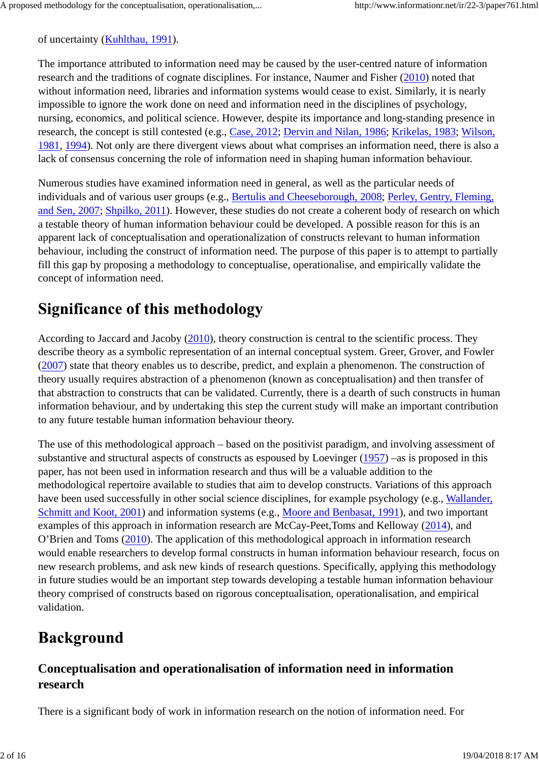of uncertainty (Kuhlthau, 1991).

The importance attributed to information need may be caused by the user-centred nature of information research and the traditions of cognate disciplines. For instance, Naumer and Fisher (2010) noted that without information need, libraries and information systems would cease to exist. Similarly, it is nearly impossible to ignore the work done on need and information need in the disciplines of psychology, nursing, economics, and political science. However, despite its importance and long-standing presence in research, the concept is still contested (e.g., Case, 2012; Dervin and Nilan, 1986; Krikelas, 1983; Wilson, 1981, 1994). Not only are there divergent views about what comprises an information need, there is also a lack of consensus concerning the role of information need in shaping human information behaviour.

Numerous studies have examined information need in general, as well as the particular needs of individuals and of various user groups (e.g., Bertulis and Cheeseborough, 2008; Perley, Gentry, Fleming, and Sen, 2007; Shpilko, 2011). However, these studies do not create a coherent body of research on which a testable theory of human information behaviour could be developed. A possible reason for this is an apparent lack of conceptualisation and operationalization of constructs relevant to human information behaviour, including the construct of information need. The purpose of this paper is to attempt to partially fill this gap by proposing a methodology to conceptualise, operationalise, and empirically validate the concept of information need.

## Significance of this methodology

According to Jaccard and Jacoby (2010), theory construction is central to the scientific process. They describe theory as a symbolic representation of an internal conceptual system. Greer, Grover, and Fowler (2007) state that theory enables us to describe, predict, and explain a phenomenon. The construction of theory usually requires abstraction of a phenomenon (known as conceptualisation) and then transfer of that abstraction to constructs that can be validated. Currently, there is a dearth of such constructs in human information behaviour, and by undertaking this step the current study will make an important contribution to any future testable human information behaviour theory.

The use of this methodological approach – based on the positivist paradigm, and involving assessment of substantive and structural aspects of constructs as espoused by Loevinger (1957) –as is proposed in this paper, has not been used in information research and thus will be a valuable addition to the methodological repertoire available to studies that aim to develop constructs. Variations of this approach have been used successfully in other social science disciplines, for example psychology (e.g., Wallander, Schmitt and Koot, 2001) and information systems (e.g., Moore and Benbasat, 1991), and two important examples of this approach in information research are McCay-Peet,Toms and Kelloway (2014), and O'Brien and Toms (2010). The application of this methodological approach in information research would enable researchers to develop formal constructs in human information behaviour research, focus on new research problems, and ask new kinds of research questions. Specifically, applying this methodology in future studies would be an important step towards developing a testable human information behaviour theory comprised of constructs based on rigorous conceptualisation, operationalisation, and empirical validation.

## Background

### Conceptualisation and operationalisation of information need in information research

There is a significant body of work in information research on the notion of information need. For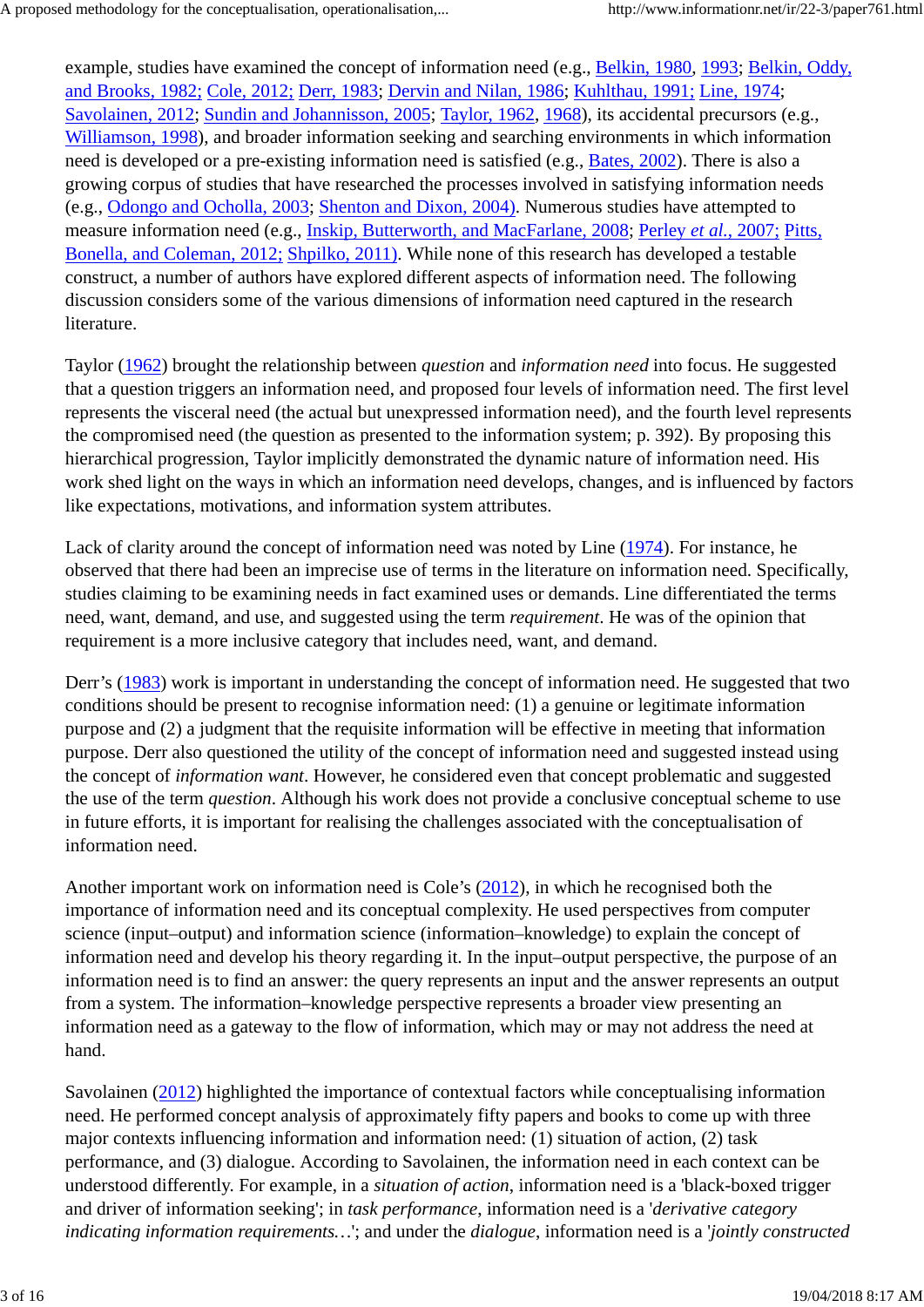example, studies have examined the concept of information need (e.g., Belkin, 1980, 1993; Belkin, Oddy, and Brooks, 1982; Cole, 2012; Derr, 1983; Dervin and Nilan, 1986; Kuhlthau, 1991; Line, 1974; Savolainen, 2012; Sundin and Johannisson, 2005; Taylor, 1962, 1968), its accidental precursors (e.g., Williamson, 1998), and broader information seeking and searching environments in which information need is developed or a pre-existing information need is satisfied (e.g., Bates, 2002). There is also a growing corpus of studies that have researched the processes involved in satisfying information needs (e.g., Odongo and Ocholla, 2003; Shenton and Dixon, 2004). Numerous studies have attempted to measure information need (e.g., Inskip, Butterworth, and MacFarlane, 2008; Perley *et al.*, 2007; Pitts, Bonella, and Coleman, 2012; Shpilko, 2011). While none of this research has developed a testable construct, a number of authors have explored different aspects of information need. The following discussion considers some of the various dimensions of information need captured in the research literature.

Taylor (1962) brought the relationship between *question* and *information need* into focus. He suggested that a question triggers an information need, and proposed four levels of information need. The first level represents the visceral need (the actual but unexpressed information need), and the fourth level represents the compromised need (the question as presented to the information system; p. 392). By proposing this hierarchical progression, Taylor implicitly demonstrated the dynamic nature of information need. His work shed light on the ways in which an information need develops, changes, and is influenced by factors like expectations, motivations, and information system attributes.

Lack of clarity around the concept of information need was noted by Line (1974). For instance, he observed that there had been an imprecise use of terms in the literature on information need. Specifically, studies claiming to be examining needs in fact examined uses or demands. Line differentiated the terms need, want, demand, and use, and suggested using the term *requirement*. He was of the opinion that requirement is a more inclusive category that includes need, want, and demand.

Derr's (1983) work is important in understanding the concept of information need. He suggested that two conditions should be present to recognise information need: (1) a genuine or legitimate information purpose and (2) a judgment that the requisite information will be effective in meeting that information purpose. Derr also questioned the utility of the concept of information need and suggested instead using the concept of *information want*. However, he considered even that concept problematic and suggested the use of the term *question*. Although his work does not provide a conclusive conceptual scheme to use in future efforts, it is important for realising the challenges associated with the conceptualisation of information need.

Another important work on information need is Cole's (2012), in which he recognised both the importance of information need and its conceptual complexity. He used perspectives from computer science (input–output) and information science (information–knowledge) to explain the concept of information need and develop his theory regarding it. In the input–output perspective, the purpose of an information need is to find an answer: the query represents an input and the answer represents an output from a system. The information–knowledge perspective represents a broader view presenting an information need as a gateway to the flow of information, which may or may not address the need at hand.

Savolainen (2012) highlighted the importance of contextual factors while conceptualising information need. He performed concept analysis of approximately fifty papers and books to come up with three major contexts influencing information and information need: (1) situation of action, (2) task performance, and (3) dialogue. According to Savolainen, the information need in each context can be understood differently. For example, in a *situation of action*, information need is a 'black-boxed trigger and driver of information seeking'; in *task performance*, information need is a '*derivative category indicating information requirements…*'; and under the *dialogue*, information need is a '*jointly constructed*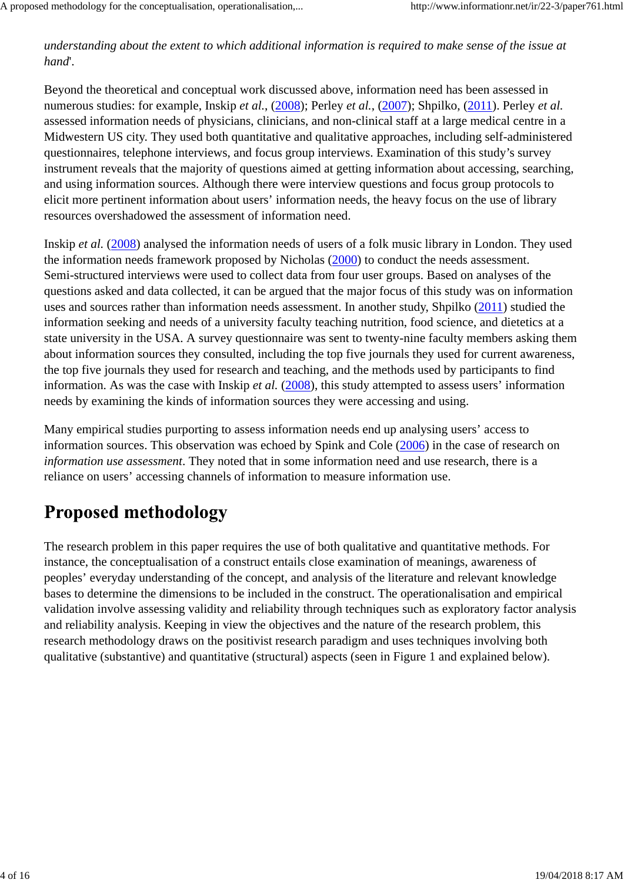*understanding about the extent to which additional information is required to make sense of the issue at hand*'.

Beyond the theoretical and conceptual work discussed above, information need has been assessed in numerous studies: for example, Inskip *et al.*, (2008); Perley *et al.*, (2007); Shpilko, (2011). Perley *et al.* assessed information needs of physicians, clinicians, and non-clinical staff at a large medical centre in a Midwestern US city. They used both quantitative and qualitative approaches, including self-administered questionnaires, telephone interviews, and focus group interviews. Examination of this study's survey instrument reveals that the majority of questions aimed at getting information about accessing, searching, and using information sources. Although there were interview questions and focus group protocols to elicit more pertinent information about users' information needs, the heavy focus on the use of library resources overshadowed the assessment of information need.

Inskip *et al.* (2008) analysed the information needs of users of a folk music library in London. They used the information needs framework proposed by Nicholas (2000) to conduct the needs assessment. Semi-structured interviews were used to collect data from four user groups. Based on analyses of the questions asked and data collected, it can be argued that the major focus of this study was on information uses and sources rather than information needs assessment. In another study, Shpilko (2011) studied the information seeking and needs of a university faculty teaching nutrition, food science, and dietetics at a state university in the USA. A survey questionnaire was sent to twenty-nine faculty members asking them about information sources they consulted, including the top five journals they used for current awareness, the top five journals they used for research and teaching, and the methods used by participants to find information. As was the case with Inskip *et al.* (2008), this study attempted to assess users' information needs by examining the kinds of information sources they were accessing and using.

Many empirical studies purporting to assess information needs end up analysing users' access to information sources. This observation was echoed by Spink and Cole (2006) in the case of research on *information use assessment*. They noted that in some information need and use research, there is a reliance on users' accessing channels of information to measure information use.

## Proposed methodology

The research problem in this paper requires the use of both qualitative and quantitative methods. For instance, the conceptualisation of a construct entails close examination of meanings, awareness of peoples' everyday understanding of the concept, and analysis of the literature and relevant knowledge bases to determine the dimensions to be included in the construct. The operationalisation and empirical validation involve assessing validity and reliability through techniques such as exploratory factor analysis and reliability analysis. Keeping in view the objectives and the nature of the research problem, this research methodology draws on the positivist research paradigm and uses techniques involving both qualitative (substantive) and quantitative (structural) aspects (seen in Figure 1 and explained below).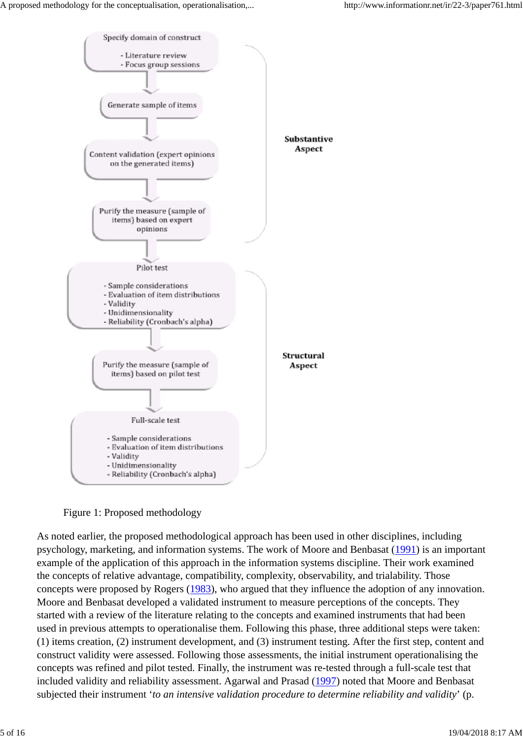Specify domain of construct

- Literature review
- Focus group sessions

Generate sample of items

Content validation (expert opinions on the generated items)

Purify the measure (sample of items) based on expert opinions

**Substantive Aspect**

Pilot test

- Sample considerations
- Evaluation of item distributions
- Validity
- Unidimensionality
- Reliability (Cronbach's alpha)

Purify the measure (sample of items) based on pilot test

Full-scale test

- Sample considerations
- Evaluation of item distributions
- Validity
- Unidimensionality
- Reliability (Cronbach's alpha)

**Structural Aspect**

Figure 1: Proposed methodology

As noted earlier, the proposed methodological approach has been used in other disciplines, including psychology, marketing, and information systems. The work of Moore and Benbasat (1991) is an important example of the application of this approach in the information systems discipline. Their work examined the concepts of relative advantage, compatibility, complexity, observability, and trialability. Those concepts were proposed by Rogers (1983), who argued that they influence the adoption of any innovation. Moore and Benbasat developed a validated instrument to measure perceptions of the concepts. They started with a review of the literature relating to the concepts and examined instruments that had been used in previous attempts to operationalise them. Following this phase, three additional steps were taken: (1) items creation, (2) instrument development, and (3) instrument testing. After the first step, content and construct validity were assessed. Following those assessments, the initial instrument operationalising the concepts was refined and pilot tested. Finally, the instrument was re-tested through a full-scale test that included validity and reliability assessment. Agarwal and Prasad (1997) noted that Moore and Benbasat subjected their instrument '*to an intensive validation procedure to determine reliability and validity*' (p.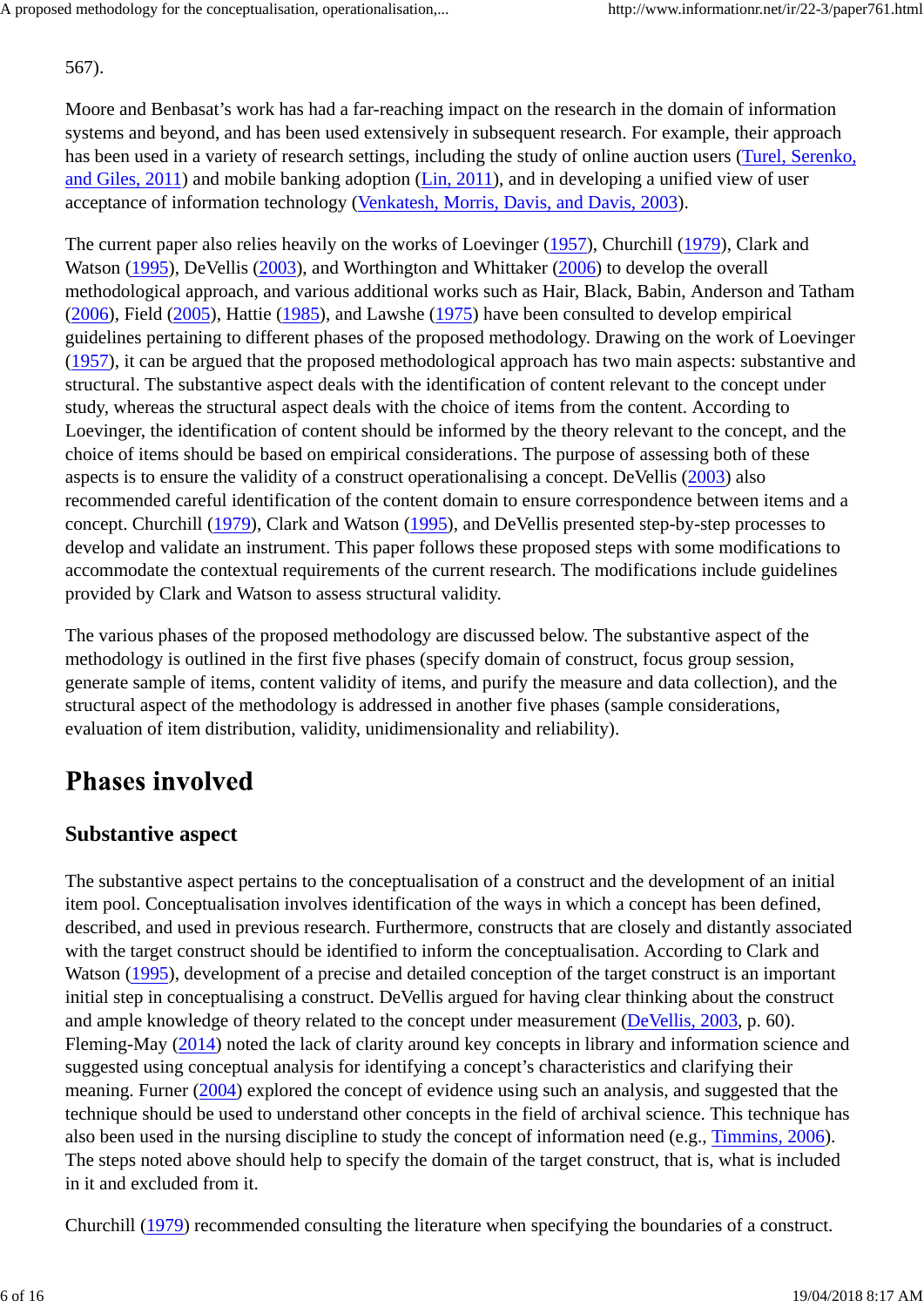567).

Moore and Benbasat's work has had a far-reaching impact on the research in the domain of information systems and beyond, and has been used extensively in subsequent research. For example, their approach has been used in a variety of research settings, including the study of online auction users (Turel, Serenko, and Giles, 2011) and mobile banking adoption (Lin, 2011), and in developing a unified view of user acceptance of information technology (Venkatesh, Morris, Davis, and Davis, 2003).

The current paper also relies heavily on the works of Loevinger (1957), Churchill (1979), Clark and Watson (1995), DeVellis (2003), and Worthington and Whittaker (2006) to develop the overall methodological approach, and various additional works such as Hair, Black, Babin, Anderson and Tatham (2006), Field (2005), Hattie (1985), and Lawshe (1975) have been consulted to develop empirical guidelines pertaining to different phases of the proposed methodology. Drawing on the work of Loevinger (1957), it can be argued that the proposed methodological approach has two main aspects: substantive and structural. The substantive aspect deals with the identification of content relevant to the concept under study, whereas the structural aspect deals with the choice of items from the content. According to Loevinger, the identification of content should be informed by the theory relevant to the concept, and the choice of items should be based on empirical considerations. The purpose of assessing both of these aspects is to ensure the validity of a construct operationalising a concept. DeVellis (2003) also recommended careful identification of the content domain to ensure correspondence between items and a concept. Churchill (1979), Clark and Watson (1995), and DeVellis presented step-by-step processes to develop and validate an instrument. This paper follows these proposed steps with some modifications to accommodate the contextual requirements of the current research. The modifications include guidelines provided by Clark and Watson to assess structural validity.

The various phases of the proposed methodology are discussed below. The substantive aspect of the methodology is outlined in the first five phases (specify domain of construct, focus group session, generate sample of items, content validity of items, and purify the measure and data collection), and the structural aspect of the methodology is addressed in another five phases (sample considerations, evaluation of item distribution, validity, unidimensionality and reliability).

## Phases involved

### Substantive aspect

The substantive aspect pertains to the conceptualisation of a construct and the development of an initial item pool. Conceptualisation involves identification of the ways in which a concept has been defined, described, and used in previous research. Furthermore, constructs that are closely and distantly associated with the target construct should be identified to inform the conceptualisation. According to Clark and Watson (1995), development of a precise and detailed conception of the target construct is an important initial step in conceptualising a construct. DeVellis argued for having clear thinking about the construct and ample knowledge of theory related to the concept under measurement (DeVellis, 2003, p. 60). Fleming-May (2014) noted the lack of clarity around key concepts in library and information science and suggested using conceptual analysis for identifying a concept's characteristics and clarifying their meaning. Furner (2004) explored the concept of evidence using such an analysis, and suggested that the technique should be used to understand other concepts in the field of archival science. This technique has also been used in the nursing discipline to study the concept of information need (e.g., Timmins, 2006). The steps noted above should help to specify the domain of the target construct, that is, what is included in it and excluded from it.

Churchill (1979) recommended consulting the literature when specifying the boundaries of a construct.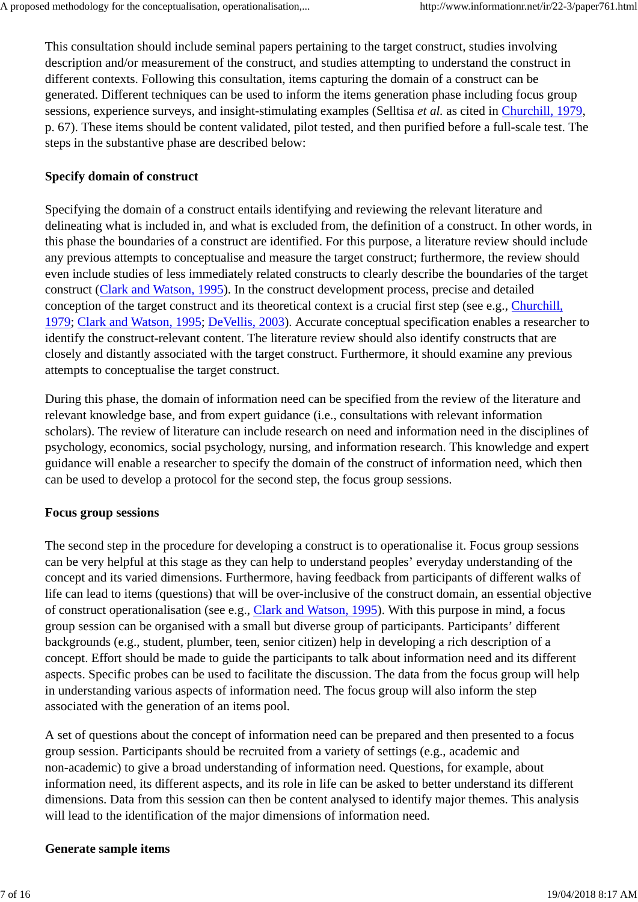This consultation should include seminal papers pertaining to the target construct, studies involving description and/or measurement of the construct, and studies attempting to understand the construct in different contexts. Following this consultation, items capturing the domain of a construct can be generated. Different techniques can be used to inform the items generation phase including focus group sessions, experience surveys, and insight-stimulating examples (Selltisa *et al.* as cited in Churchill, 1979, p. 67). These items should be content validated, pilot tested, and then purified before a full-scale test. The steps in the substantive phase are described below:

### Specify domain of construct

Specifying the domain of a construct entails identifying and reviewing the relevant literature and delineating what is included in, and what is excluded from, the definition of a construct. In other words, in this phase the boundaries of a construct are identified. For this purpose, a literature review should include any previous attempts to conceptualise and measure the target construct; furthermore, the review should even include studies of less immediately related constructs to clearly describe the boundaries of the target construct (Clark and Watson, 1995). In the construct development process, precise and detailed conception of the target construct and its theoretical context is a crucial first step (see e.g., Churchill, 1979; Clark and Watson, 1995; DeVellis, 2003). Accurate conceptual specification enables a researcher to identify the construct-relevant content. The literature review should also identify constructs that are closely and distantly associated with the target construct. Furthermore, it should examine any previous attempts to conceptualise the target construct.

During this phase, the domain of information need can be specified from the review of the literature and relevant knowledge base, and from expert guidance (i.e., consultations with relevant information scholars). The review of literature can include research on need and information need in the disciplines of psychology, economics, social psychology, nursing, and information research. This knowledge and expert guidance will enable a researcher to specify the domain of the construct of information need, which then can be used to develop a protocol for the second step, the focus group sessions.

### Focus group sessions

The second step in the procedure for developing a construct is to operationalise it. Focus group sessions can be very helpful at this stage as they can help to understand peoples' everyday understanding of the concept and its varied dimensions. Furthermore, having feedback from participants of different walks of life can lead to items (questions) that will be over-inclusive of the construct domain, an essential objective of construct operationalisation (see e.g., Clark and Watson, 1995). With this purpose in mind, a focus group session can be organised with a small but diverse group of participants. Participants' different backgrounds (e.g., student, plumber, teen, senior citizen) help in developing a rich description of a concept. Effort should be made to guide the participants to talk about information need and its different aspects. Specific probes can be used to facilitate the discussion. The data from the focus group will help in understanding various aspects of information need. The focus group will also inform the step associated with the generation of an items pool.

A set of questions about the concept of information need can be prepared and then presented to a focus group session. Participants should be recruited from a variety of settings (e.g., academic and non-academic) to give a broad understanding of information need. Questions, for example, about information need, its different aspects, and its role in life can be asked to better understand its different dimensions. Data from this session can then be content analysed to identify major themes. This analysis will lead to the identification of the major dimensions of information need.

### Generate sample items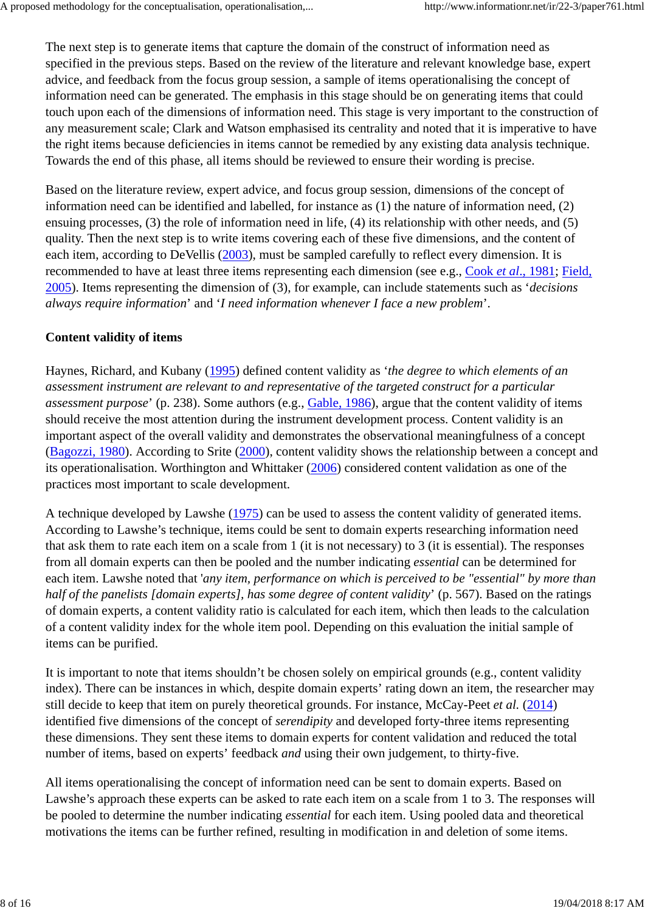The next step is to generate items that capture the domain of the construct of information need as specified in the previous steps. Based on the review of the literature and relevant knowledge base, expert advice, and feedback from the focus group session, a sample of items operationalising the concept of information need can be generated. The emphasis in this stage should be on generating items that could touch upon each of the dimensions of information need. This stage is very important to the construction of any measurement scale; Clark and Watson emphasised its centrality and noted that it is imperative to have the right items because deficiencies in items cannot be remedied by any existing data analysis technique. Towards the end of this phase, all items should be reviewed to ensure their wording is precise.

Based on the literature review, expert advice, and focus group session, dimensions of the concept of information need can be identified and labelled, for instance as (1) the nature of information need, (2) ensuing processes, (3) the role of information need in life, (4) its relationship with other needs, and (5) quality. Then the next step is to write items covering each of these five dimensions, and the content of each item, according to DeVellis (2003), must be sampled carefully to reflect every dimension. It is recommended to have at least three items representing each dimension (see e.g., Cook *et al.*, 1981; Field, 2005). Items representing the dimension of (3), for example, can include statements such as '*decisions always require information*' and '*I need information whenever I face a new problem*'.

### Content validity of items

Haynes, Richard, and Kubany (1995) defined content validity as '*the degree to which elements of an assessment instrument are relevant to and representative of the targeted construct for a particular assessment purpose*' (p. 238). Some authors (e.g., Gable, 1986), argue that the content validity of items should receive the most attention during the instrument development process. Content validity is an important aspect of the overall validity and demonstrates the observational meaningfulness of a concept (Bagozzi, 1980). According to Srite (2000), content validity shows the relationship between a concept and its operationalisation. Worthington and Whittaker (2006) considered content validation as one of the practices most important to scale development.

A technique developed by Lawshe (1975) can be used to assess the content validity of generated items. According to Lawshe's technique, items could be sent to domain experts researching information need that ask them to rate each item on a scale from 1 (it is not necessary) to 3 (it is essential). The responses from all domain experts can then be pooled and the number indicating *essential* can be determined for each item. Lawshe noted that '*any item, performance on which is perceived to be "essential" by more than half of the panelists [domain experts], has some degree of content validity*' (p. 567). Based on the ratings of domain experts, a content validity ratio is calculated for each item, which then leads to the calculation of a content validity index for the whole item pool. Depending on this evaluation the initial sample of items can be purified.

It is important to note that items shouldn't be chosen solely on empirical grounds (e.g., content validity index). There can be instances in which, despite domain experts' rating down an item, the researcher may still decide to keep that item on purely theoretical grounds. For instance, McCay-Peet *et al.* (2014) identified five dimensions of the concept of *serendipity* and developed forty-three items representing these dimensions. They sent these items to domain experts for content validation and reduced the total number of items, based on experts' feedback *and* using their own judgement, to thirty-five.

All items operationalising the concept of information need can be sent to domain experts. Based on Lawshe's approach these experts can be asked to rate each item on a scale from 1 to 3. The responses will be pooled to determine the number indicating *essential* for each item. Using pooled data and theoretical motivations the items can be further refined, resulting in modification in and deletion of some items.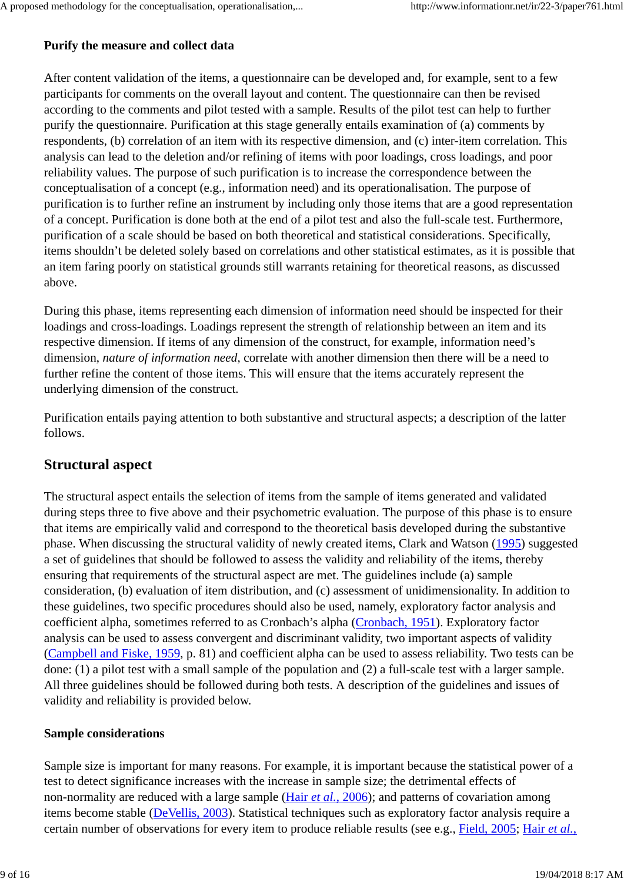### Purify the measure and collect data

After content validation of the items, a questionnaire can be developed and, for example, sent to a few participants for comments on the overall layout and content. The questionnaire can then be revised according to the comments and pilot tested with a sample. Results of the pilot test can help to further purify the questionnaire. Purification at this stage generally entails examination of (a) comments by respondents, (b) correlation of an item with its respective dimension, and (c) inter-item correlation. This analysis can lead to the deletion and/or refining of items with poor loadings, cross loadings, and poor reliability values. The purpose of such purification is to increase the correspondence between the conceptualisation of a concept (e.g., information need) and its operationalisation. The purpose of purification is to further refine an instrument by including only those items that are a good representation of a concept. Purification is done both at the end of a pilot test and also the full-scale test. Furthermore, purification of a scale should be based on both theoretical and statistical considerations. Specifically, items shouldn't be deleted solely based on correlations and other statistical estimates, as it is possible that an item faring poorly on statistical grounds still warrants retaining for theoretical reasons, as discussed above.

During this phase, items representing each dimension of information need should be inspected for their loadings and cross-loadings. Loadings represent the strength of relationship between an item and its respective dimension. If items of any dimension of the construct, for example, information need's dimension, *nature of information need*, correlate with another dimension then there will be a need to further refine the content of those items. This will ensure that the items accurately represent the underlying dimension of the construct.

Purification entails paying attention to both substantive and structural aspects; a description of the latter follows.

## Structural aspect

The structural aspect entails the selection of items from the sample of items generated and validated during steps three to five above and their psychometric evaluation. The purpose of this phase is to ensure that items are empirically valid and correspond to the theoretical basis developed during the substantive phase. When discussing the structural validity of newly created items, Clark and Watson (1995) suggested a set of guidelines that should be followed to assess the validity and reliability of the items, thereby ensuring that requirements of the structural aspect are met. The guidelines include (a) sample consideration, (b) evaluation of item distribution, and (c) assessment of unidimensionality. In addition to these guidelines, two specific procedures should also be used, namely, exploratory factor analysis and coefficient alpha, sometimes referred to as Cronbach's alpha (Cronbach, 1951). Exploratory factor analysis can be used to assess convergent and discriminant validity, two important aspects of validity (Campbell and Fiske, 1959, p. 81) and coefficient alpha can be used to assess reliability. Two tests can be done: (1) a pilot test with a small sample of the population and (2) a full-scale test with a larger sample. All three guidelines should be followed during both tests. A description of the guidelines and issues of validity and reliability is provided below.

### Sample considerations

Sample size is important for many reasons. For example, it is important because the statistical power of a test to detect significance increases with the increase in sample size; the detrimental effects of non-normality are reduced with a large sample (Hair *et al.*, 2006); and patterns of covariation among items become stable (DeVellis, 2003). Statistical techniques such as exploratory factor analysis require a certain number of observations for every item to produce reliable results (see e.g., Field, 2005; Hair *et al.*,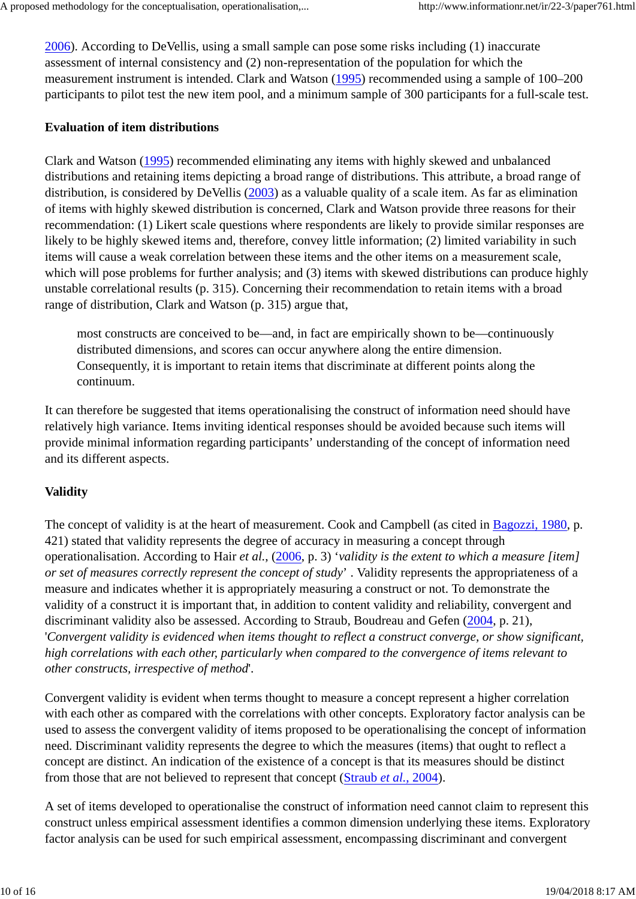2006). According to DeVellis, using a small sample can pose some risks including (1) inaccurate assessment of internal consistency and (2) non-representation of the population for which the measurement instrument is intended. Clark and Watson (1995) recommended using a sample of 100–200 participants to pilot test the new item pool, and a minimum sample of 300 participants for a full-scale test.

### Evaluation of item distributions

Clark and Watson (1995) recommended eliminating any items with highly skewed and unbalanced distributions and retaining items depicting a broad range of distributions. This attribute, a broad range of distribution, is considered by DeVellis (2003) as a valuable quality of a scale item. As far as elimination of items with highly skewed distribution is concerned, Clark and Watson provide three reasons for their recommendation: (1) Likert scale questions where respondents are likely to provide similar responses are likely to be highly skewed items and, therefore, convey little information; (2) limited variability in such items will cause a weak correlation between these items and the other items on a measurement scale, which will pose problems for further analysis; and (3) items with skewed distributions can produce highly unstable correlational results (p. 315). Concerning their recommendation to retain items with a broad range of distribution, Clark and Watson (p. 315) argue that,

> most constructs are conceived to be—and, in fact are empirically shown to be—continuously distributed dimensions, and scores can occur anywhere along the entire dimension. Consequently, it is important to retain items that discriminate at different points along the continuum.

It can therefore be suggested that items operationalising the construct of information need should have relatively high variance. Items inviting identical responses should be avoided because such items will provide minimal information regarding participants' understanding of the concept of information need and its different aspects.

### Validity

The concept of validity is at the heart of measurement. Cook and Campbell (as cited in Bagozzi, 1980, p. 421) stated that validity represents the degree of accuracy in measuring a concept through operationalisation. According to Hair *et al.*, (2006, p. 3) '*validity is the extent to which a measure [item] or set of measures correctly represent the concept of study*' . Validity represents the appropriateness of a measure and indicates whether it is appropriately measuring a construct or not. To demonstrate the validity of a construct it is important that, in addition to content validity and reliability, convergent and discriminant validity also be assessed. According to Straub, Boudreau and Gefen (2004, p. 21), '*Convergent validity is evidenced when items thought to reflect a construct converge, or show significant, high correlations with each other, particularly when compared to the convergence of items relevant to other constructs, irrespective of method*'.

Convergent validity is evident when terms thought to measure a concept represent a higher correlation with each other as compared with the correlations with other concepts. Exploratory factor analysis can be used to assess the convergent validity of items proposed to be operationalising the concept of information need. Discriminant validity represents the degree to which the measures (items) that ought to reflect a concept are distinct. An indication of the existence of a concept is that its measures should be distinct from those that are not believed to represent that concept (Straub *et al.*, 2004).

A set of items developed to operationalise the construct of information need cannot claim to represent this construct unless empirical assessment identifies a common dimension underlying these items. Exploratory factor analysis can be used for such empirical assessment, encompassing discriminant and convergent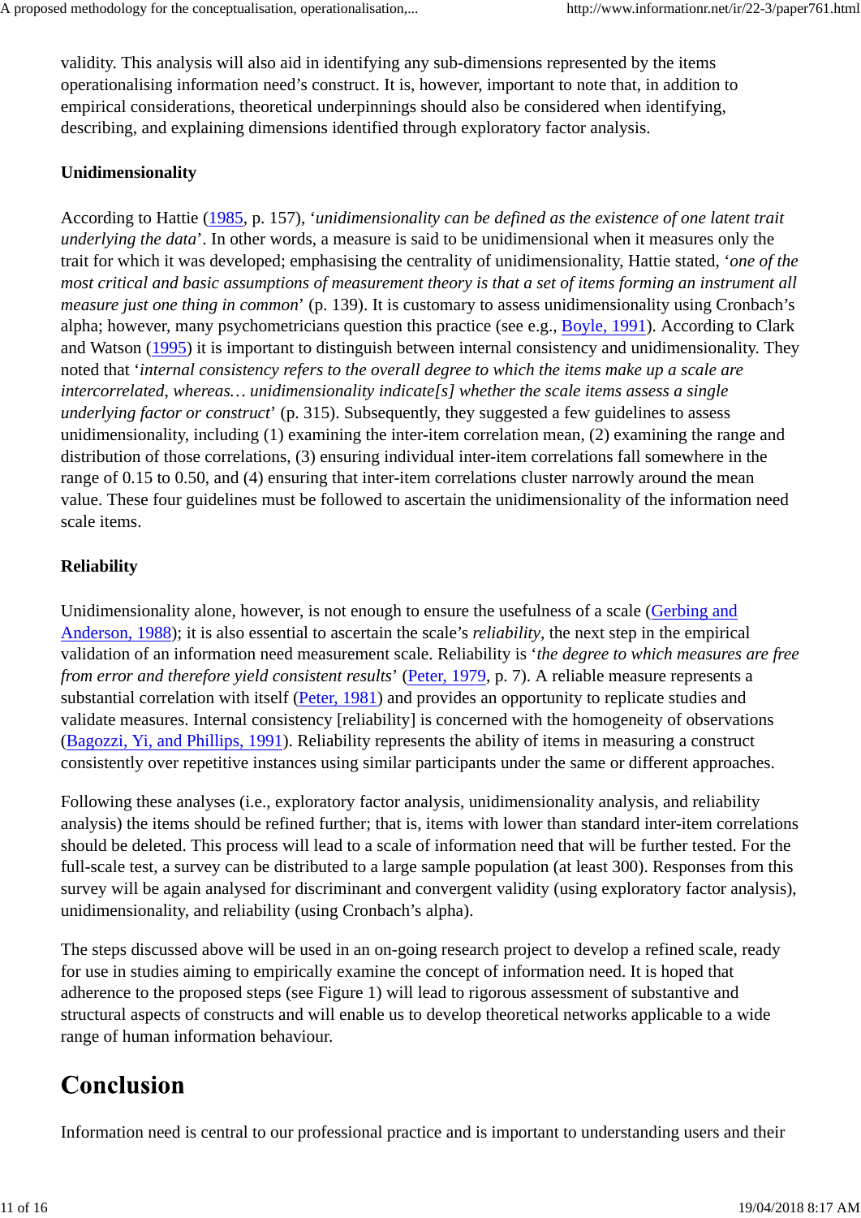validity. This analysis will also aid in identifying any sub-dimensions represented by the items operationalising information need's construct. It is, however, important to note that, in addition to empirical considerations, theoretical underpinnings should also be considered when identifying, describing, and explaining dimensions identified through exploratory factor analysis.

### Unidimensionality

According to Hattie (1985, p. 157), '*unidimensionality can be defined as the existence of one latent trait underlying the data*'. In other words, a measure is said to be unidimensional when it measures only the trait for which it was developed; emphasising the centrality of unidimensionality, Hattie stated, '*one of the most critical and basic assumptions of measurement theory is that a set of items forming an instrument all measure just one thing in common*' (p. 139). It is customary to assess unidimensionality using Cronbach's alpha; however, many psychometricians question this practice (see e.g., Boyle, 1991). According to Clark and Watson (1995) it is important to distinguish between internal consistency and unidimensionality. They noted that '*internal consistency refers to the overall degree to which the items make up a scale are intercorrelated, whereas… unidimensionality indicate[s] whether the scale items assess a single underlying factor or construct*' (p. 315). Subsequently, they suggested a few guidelines to assess unidimensionality, including (1) examining the inter-item correlation mean, (2) examining the range and distribution of those correlations, (3) ensuring individual inter-item correlations fall somewhere in the range of 0.15 to 0.50, and (4) ensuring that inter-item correlations cluster narrowly around the mean value. These four guidelines must be followed to ascertain the unidimensionality of the information need scale items.

### Reliability

Unidimensionality alone, however, is not enough to ensure the usefulness of a scale (Gerbing and Anderson, 1988); it is also essential to ascertain the scale's *reliability*, the next step in the empirical validation of an information need measurement scale. Reliability is '*the degree to which measures are free from error and therefore yield consistent results*' (Peter, 1979, p. 7). A reliable measure represents a substantial correlation with itself (Peter, 1981) and provides an opportunity to replicate studies and validate measures. Internal consistency [reliability] is concerned with the homogeneity of observations (Bagozzi, Yi, and Phillips, 1991). Reliability represents the ability of items in measuring a construct consistently over repetitive instances using similar participants under the same or different approaches.

Following these analyses (i.e., exploratory factor analysis, unidimensionality analysis, and reliability analysis) the items should be refined further; that is, items with lower than standard inter-item correlations should be deleted. This process will lead to a scale of information need that will be further tested. For the full-scale test, a survey can be distributed to a large sample population (at least 300). Responses from this survey will be again analysed for discriminant and convergent validity (using exploratory factor analysis), unidimensionality, and reliability (using Cronbach's alpha).

The steps discussed above will be used in an on-going research project to develop a refined scale, ready for use in studies aiming to empirically examine the concept of information need. It is hoped that adherence to the proposed steps (see Figure 1) will lead to rigorous assessment of substantive and structural aspects of constructs and will enable us to develop theoretical networks applicable to a wide range of human information behaviour.

## Conclusion

Information need is central to our professional practice and is important to understanding users and their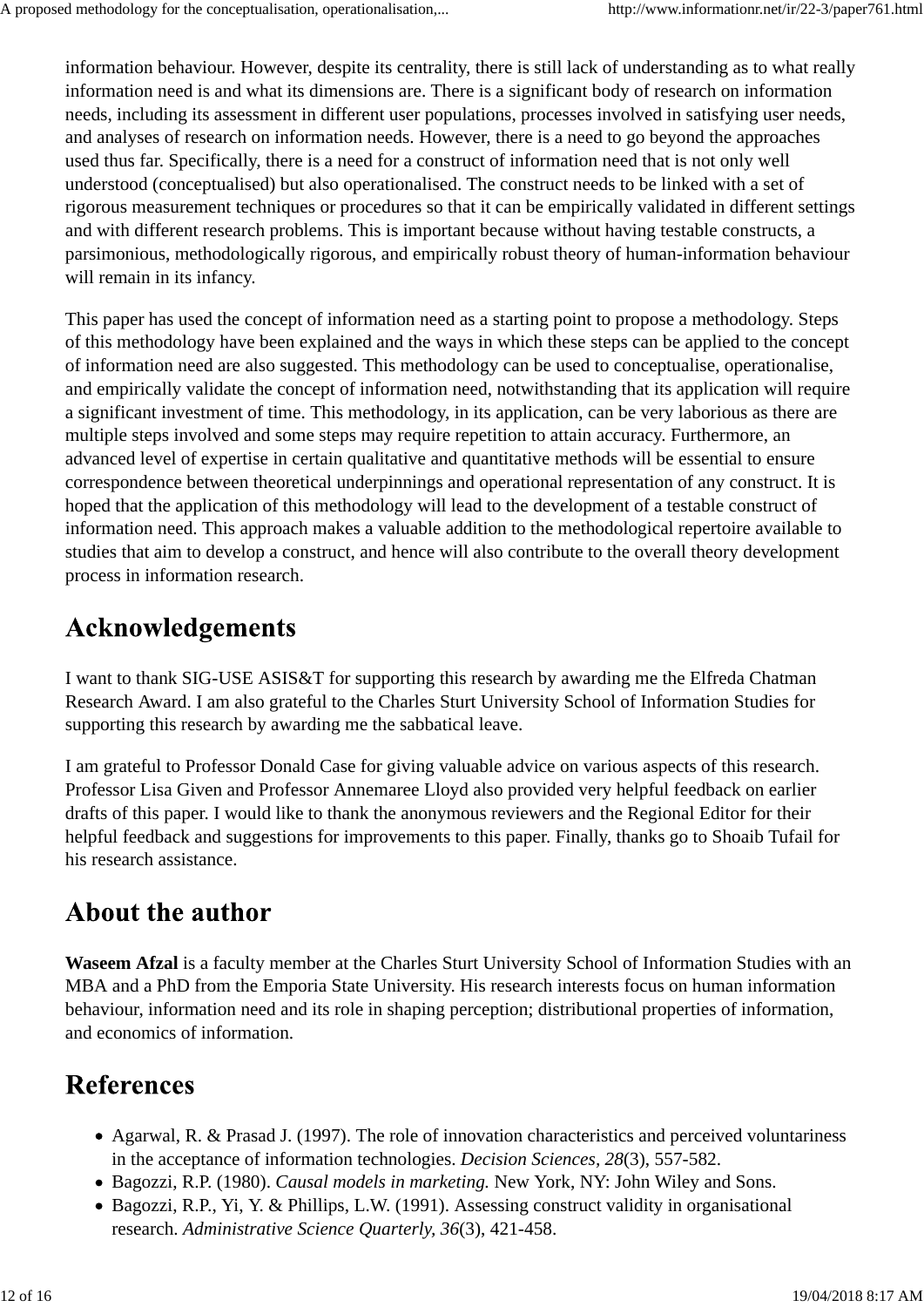information behaviour. However, despite its centrality, there is still lack of understanding as to what really information need is and what its dimensions are. There is a significant body of research on information needs, including its assessment in different user populations, processes involved in satisfying user needs, and analyses of research on information needs. However, there is a need to go beyond the approaches used thus far. Specifically, there is a need for a construct of information need that is not only well understood (conceptualised) but also operationalised. The construct needs to be linked with a set of rigorous measurement techniques or procedures so that it can be empirically validated in different settings and with different research problems. This is important because without having testable constructs, a parsimonious, methodologically rigorous, and empirically robust theory of human-information behaviour will remain in its infancy.

This paper has used the concept of information need as a starting point to propose a methodology. Steps of this methodology have been explained and the ways in which these steps can be applied to the concept of information need are also suggested. This methodology can be used to conceptualise, operationalise, and empirically validate the concept of information need, notwithstanding that its application will require a significant investment of time. This methodology, in its application, can be very laborious as there are multiple steps involved and some steps may require repetition to attain accuracy. Furthermore, an advanced level of expertise in certain qualitative and quantitative methods will be essential to ensure correspondence between theoretical underpinnings and operational representation of any construct. It is hoped that the application of this methodology will lead to the development of a testable construct of information need. This approach makes a valuable addition to the methodological repertoire available to studies that aim to develop a construct, and hence will also contribute to the overall theory development process in information research.

## Acknowledgements

I want to thank SIG-USE ASIS&T for supporting this research by awarding me the Elfreda Chatman Research Award. I am also grateful to the Charles Sturt University School of Information Studies for supporting this research by awarding me the sabbatical leave.

I am grateful to Professor Donald Case for giving valuable advice on various aspects of this research. Professor Lisa Given and Professor Annemaree Lloyd also provided very helpful feedback on earlier drafts of this paper. I would like to thank the anonymous reviewers and the Regional Editor for their helpful feedback and suggestions for improvements to this paper. Finally, thanks go to Shoaib Tufail for his research assistance.

## About the author

**Waseem Afzal** is a faculty member at the Charles Sturt University School of Information Studies with an MBA and a PhD from the Emporia State University. His research interests focus on human information behaviour, information need and its role in shaping perception; distributional properties of information, and economics of information.

## References

- Agarwal, R. & Prasad J. (1997). The role of innovation characteristics and perceived voluntariness in the acceptance of information technologies. *Decision Sciences, 28*(3), 557-582.
- Bagozzi, R.P. (1980). *Causal models in marketing.* New York, NY: John Wiley and Sons.
- Bagozzi, R.P., Yi, Y. & Phillips, L.W. (1991). Assessing construct validity in organisational research. *Administrative Science Quarterly, 36*(3), 421-458.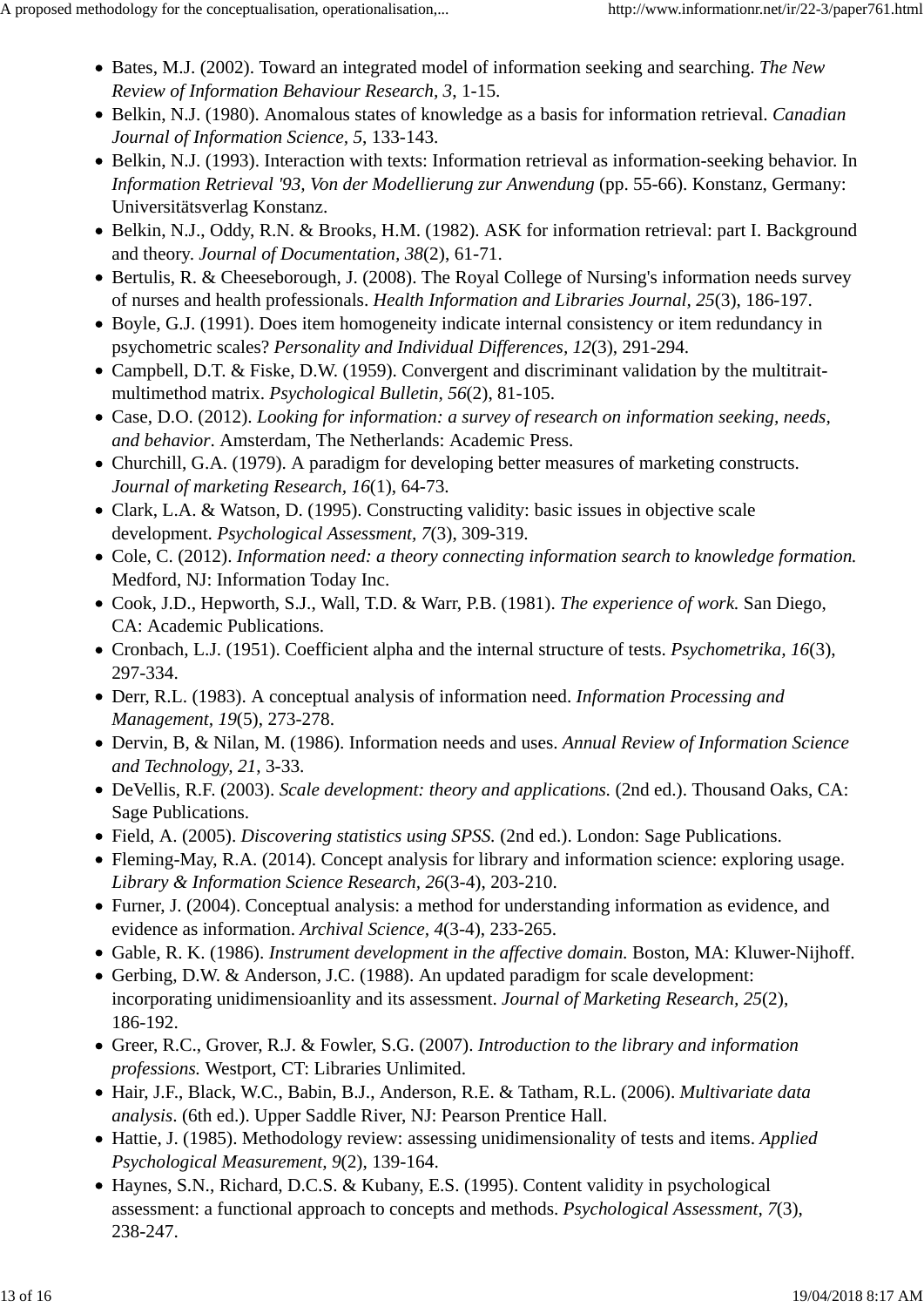- Bates, M.J. (2002). Toward an integrated model of information seeking and searching. *The New Review of Information Behaviour Research, 3*, 1-15.
- Belkin, N.J. (1980). Anomalous states of knowledge as a basis for information retrieval. *Canadian Journal of Information Science, 5*, 133-143.
- Belkin, N.J. (1993). Interaction with texts: Information retrieval as information-seeking behavior. In *Information Retrieval '93, Von der Modellierung zur Anwendung* (pp. 55-66). Konstanz, Germany: Universitätsverlag Konstanz.
- Belkin, N.J., Oddy, R.N. & Brooks, H.M. (1982). ASK for information retrieval: part I. Background and theory. *Journal of Documentation, 38*(2), 61-71.
- Bertulis, R. & Cheeseborough, J. (2008). The Royal College of Nursing's information needs survey of nurses and health professionals. *Health Information and Libraries Journal, 25*(3), 186-197.
- Boyle, G.J. (1991). Does item homogeneity indicate internal consistency or item redundancy in psychometric scales? *Personality and Individual Differences, 12*(3), 291-294.
- Campbell, D.T. & Fiske, D.W. (1959). Convergent and discriminant validation by the multitrait-multimethod matrix. *Psychological Bulletin, 56*(2), 81-105.
- Case, D.O. (2012). *Looking for information: a survey of research on information seeking, needs, and behavior*. Amsterdam, The Netherlands: Academic Press.
- Churchill, G.A. (1979). A paradigm for developing better measures of marketing constructs. *Journal of marketing Research, 16*(1), 64-73.
- Clark, L.A. & Watson, D. (1995). Constructing validity: basic issues in objective scale development. *Psychological Assessment, 7*(3), 309-319.
- Cole, C. (2012). *Information need: a theory connecting information search to knowledge formation.* Medford, NJ: Information Today Inc.
- Cook, J.D., Hepworth, S.J., Wall, T.D. & Warr, P.B. (1981). *The experience of work.* San Diego, CA: Academic Publications.
- Cronbach, L.J. (1951). Coefficient alpha and the internal structure of tests. *Psychometrika, 16*(3), 297-334.
- Derr, R.L. (1983). A conceptual analysis of information need. *Information Processing and Management, 19*(5), 273-278.
- Dervin, B, & Nilan, M. (1986). Information needs and uses. *Annual Review of Information Science and Technology, 21*, 3-33.
- DeVellis, R.F. (2003). *Scale development: theory and applications.* (2nd ed.). Thousand Oaks, CA: Sage Publications.
- Field, A. (2005). *Discovering statistics using SPSS.* (2nd ed.). London: Sage Publications.
- Fleming-May, R.A. (2014). Concept analysis for library and information science: exploring usage. *Library & Information Science Research, 26*(3-4), 203-210.
- Furner, J. (2004). Conceptual analysis: a method for understanding information as evidence, and evidence as information. *Archival Science, 4*(3-4), 233-265.
- Gable, R. K. (1986). *Instrument development in the affective domain.* Boston, MA: Kluwer-Nijhoff.
- Gerbing, D.W. & Anderson, J.C. (1988). An updated paradigm for scale development: incorporating unidimensioanlity and its assessment. *Journal of Marketing Research, 25*(2), 186-192.
- Greer, R.C., Grover, R.J. & Fowler, S.G. (2007). *Introduction to the library and information professions.* Westport, CT: Libraries Unlimited.
- Hair, J.F., Black, W.C., Babin, B.J., Anderson, R.E. & Tatham, R.L. (2006). *Multivariate data analysis*. (6th ed.). Upper Saddle River, NJ: Pearson Prentice Hall.
- Hattie, J. (1985). Methodology review: assessing unidimensionality of tests and items. *Applied Psychological Measurement, 9*(2), 139-164.
- Haynes, S.N., Richard, D.C.S. & Kubany, E.S. (1995). Content validity in psychological assessment: a functional approach to concepts and methods. *Psychological Assessment, 7*(3), 238-247.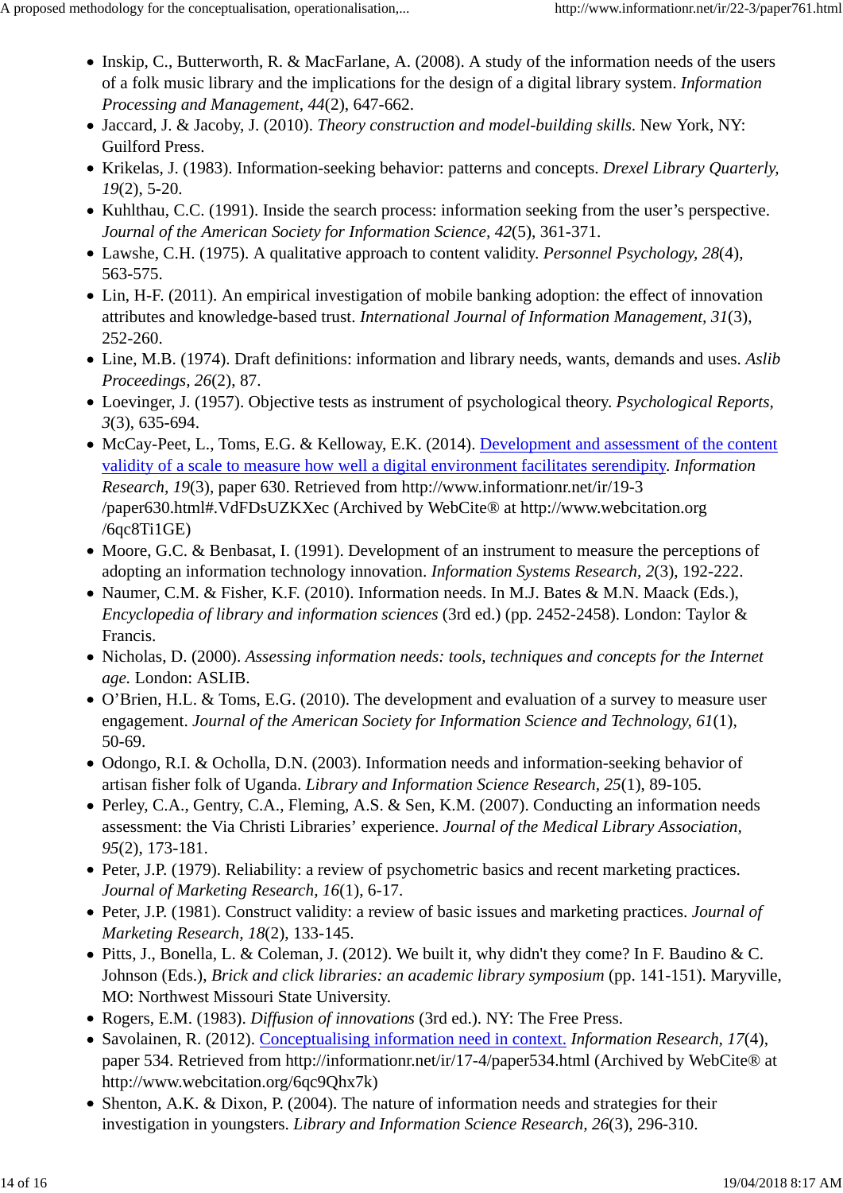- Inskip, C., Butterworth, R. & MacFarlane, A. (2008). A study of the information needs of the users of a folk music library and the implications for the design of a digital library system. *Information Processing and Management, 44*(2), 647-662.
- Jaccard, J. & Jacoby, J. (2010). *Theory construction and model-building skills*. New York, NY: Guilford Press.
- Krikelas, J. (1983). Information-seeking behavior: patterns and concepts. *Drexel Library Quarterly, 19*(2), 5-20.
- Kuhlthau, C.C. (1991). Inside the search process: information seeking from the user's perspective. *Journal of the American Society for Information Science, 42*(5), 361-371.
- Lawshe, C.H. (1975). A qualitative approach to content validity. *Personnel Psychology, 28*(4), 563-575.
- Lin, H-F. (2011). An empirical investigation of mobile banking adoption: the effect of innovation attributes and knowledge-based trust. *International Journal of Information Management, 31*(3), 252-260.
- Line, M.B. (1974). Draft definitions: information and library needs, wants, demands and uses. *Aslib Proceedings, 26*(2), 87.
- Loevinger, J. (1957). Objective tests as instrument of psychological theory. *Psychological Reports, 3*(3), 635-694.
- McCay-Peet, L., Toms, E.G. & Kelloway, E.K. (2014). [Development and assessment of the content validity of a scale to measure how well a digital environment facilitates serendipity](http://www.informationr.net/ir/19-3/paper630.html). *Information Research, 19*(3), paper 630. Retrieved from http://www.informationr.net/ir/19-3/paper630.html#.VdFDsUZKXec (Archived by WebCite® at http://www.webcitation.org/6qc8Ti1GE)
- Moore, G.C. & Benbasat, I. (1991). Development of an instrument to measure the perceptions of adopting an information technology innovation. *Information Systems Research, 2*(3), 192-222.
- Naumer, C.M. & Fisher, K.F. (2010). Information needs. In M.J. Bates & M.N. Maack (Eds.), *Encyclopedia of library and information sciences* (3rd ed.) (pp. 2452-2458). London: Taylor & Francis.
- Nicholas, D. (2000). *Assessing information needs: tools, techniques and concepts for the Internet age.* London: ASLIB.
- O'Brien, H.L. & Toms, E.G. (2010). The development and evaluation of a survey to measure user engagement. *Journal of the American Society for Information Science and Technology, 61*(1), 50-69.
- Odongo, R.I. & Ocholla, D.N. (2003). Information needs and information-seeking behavior of artisan fisher folk of Uganda. *Library and Information Science Research, 25*(1), 89-105.
- Perley, C.A., Gentry, C.A., Fleming, A.S. & Sen, K.M. (2007). Conducting an information needs assessment: the Via Christi Libraries' experience. *Journal of the Medical Library Association, 95*(2), 173-181.
- Peter, J.P. (1979). Reliability: a review of psychometric basics and recent marketing practices. *Journal of Marketing Research, 16*(1), 6-17.
- Peter, J.P. (1981). Construct validity: a review of basic issues and marketing practices. *Journal of Marketing Research, 18*(2), 133-145.
- Pitts, J., Bonella, L. & Coleman, J. (2012). We built it, why didn't they come? In F. Baudino & C. Johnson (Eds.), *Brick and click libraries: an academic library symposium* (pp. 141-151). Maryville, MO: Northwest Missouri State University.
- Rogers, E.M. (1983). *Diffusion of innovations* (3rd ed.). NY: The Free Press.
- Savolainen, R. (2012). [Conceptualising information need in context.](http://informationr.net/ir/17-4/paper534.html) *Information Research, 17*(4), paper 534. Retrieved from http://informationr.net/ir/17-4/paper534.html (Archived by WebCite® at http://www.webcitation.org/6qc9Qhx7k)
- Shenton, A.K. & Dixon, P. (2004). The nature of information needs and strategies for their investigation in youngsters. *Library and Information Science Research, 26*(3), 296-310.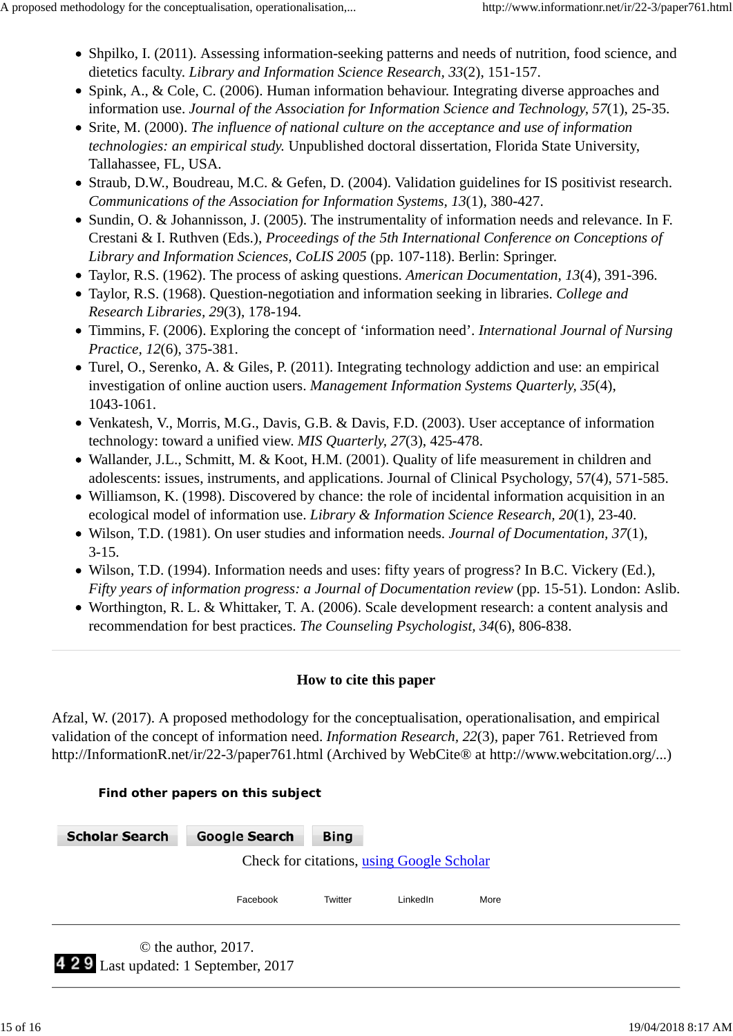- Shpilko, I. (2011). Assessing information-seeking patterns and needs of nutrition, food science, and dietetics faculty. *Library and Information Science Research, 33*(2), 151-157.
- Spink, A., & Cole, C. (2006). Human information behaviour. Integrating diverse approaches and information use. *Journal of the Association for Information Science and Technology, 57*(1), 25-35.
- Srite, M. (2000). *The influence of national culture on the acceptance and use of information technologies: an empirical study.* Unpublished doctoral dissertation, Florida State University, Tallahassee, FL, USA.
- Straub, D.W., Boudreau, M.C. & Gefen, D. (2004). Validation guidelines for IS positivist research. *Communications of the Association for Information Systems, 13*(1), 380-427.
- Sundin, O. & Johannisson, J. (2005). The instrumentality of information needs and relevance. In F. Crestani & I. Ruthven (Eds.), *Proceedings of the 5th International Conference on Conceptions of Library and Information Sciences, CoLIS 2005* (pp. 107-118). Berlin: Springer.
- Taylor, R.S. (1962). The process of asking questions. *American Documentation, 13*(4), 391-396.
- Taylor, R.S. (1968). Question-negotiation and information seeking in libraries. *College and Research Libraries, 29*(3), 178-194.
- Timmins, F. (2006). Exploring the concept of 'information need'. *International Journal of Nursing Practice, 12*(6), 375-381.
- Turel, O., Serenko, A. & Giles, P. (2011). Integrating technology addiction and use: an empirical investigation of online auction users. *Management Information Systems Quarterly, 35*(4), 1043-1061.
- Venkatesh, V., Morris, M.G., Davis, G.B. & Davis, F.D. (2003). User acceptance of information technology: toward a unified view. *MIS Quarterly, 27*(3), 425-478.
- Wallander, J.L., Schmitt, M. & Koot, H.M. (2001). Quality of life measurement in children and adolescents: issues, instruments, and applications. Journal of Clinical Psychology, 57(4), 571-585.
- Williamson, K. (1998). Discovered by chance: the role of incidental information acquisition in an ecological model of information use. *Library & Information Science Research, 20*(1), 23-40.
- Wilson, T.D. (1981). On user studies and information needs. *Journal of Documentation, 37*(1), 3-15.
- Wilson, T.D. (1994). Information needs and uses: fifty years of progress? In B.C. Vickery (Ed.), *Fifty years of information progress: a Journal of Documentation review* (pp. 15-51). London: Aslib.
- Worthington, R. L. & Whittaker, T. A. (2006). Scale development research: a content analysis and recommendation for best practices. *The Counseling Psychologist, 34*(6), 806-838.

**How to cite this paper**

Afzal, W. (2017). A proposed methodology for the conceptualisation, operationalisation, and empirical validation of the concept of information need. *Information Research, 22*(3), paper 761. Retrieved from http://InformationR.net/ir/22-3/paper761.html (Archived by WebCite® at http://www.webcitation.org/...)

**Find other papers on this subject**

Scholar Search | Google Search | Bing

Check for citations, using Google Scholar

Facebook Twitter LinkedIn More

© the author, 2017.
Last updated: 1 September, 2017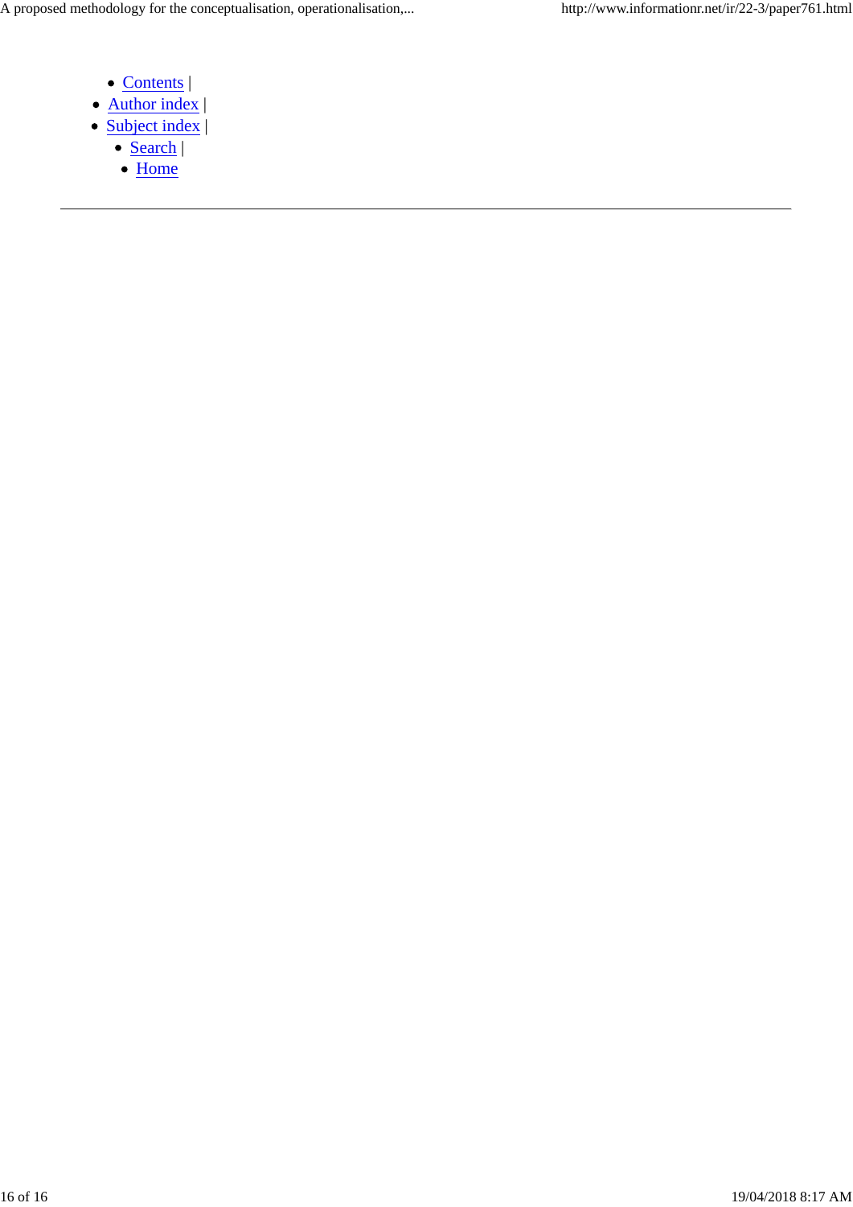- Contents |
- Author index |
- Subject index |
- Search |
- Home

---